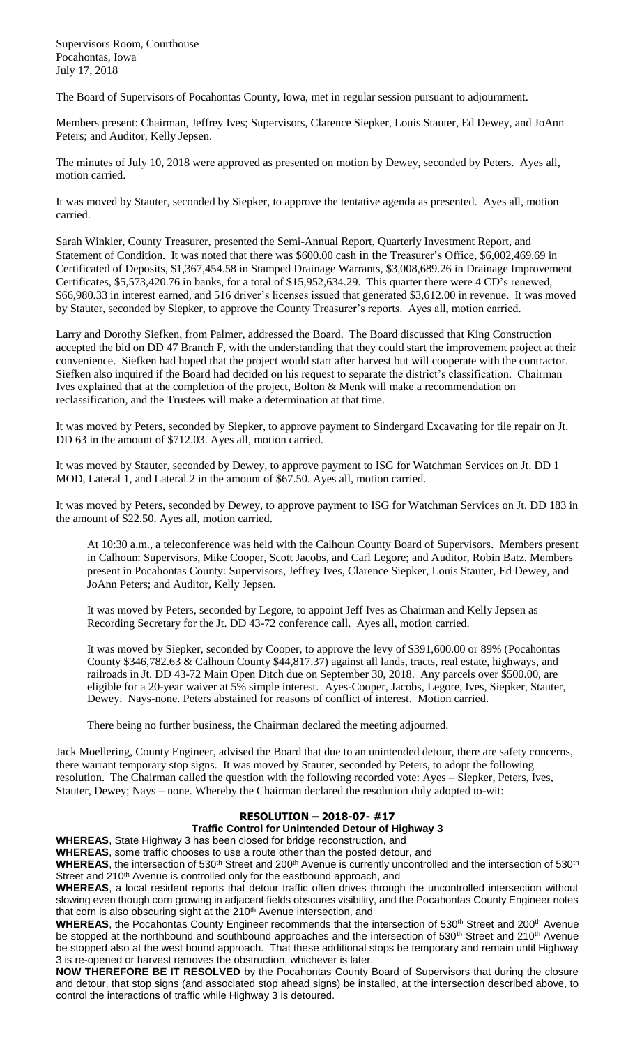Supervisors Room, Courthouse
Pocahontas, Iowa
July 17, 2018

The Board of Supervisors of Pocahontas County, Iowa, met in regular session pursuant to adjournment.

Members present: Chairman, Jeffrey Ives; Supervisors, Clarence Siepker, Louis Stauter, Ed Dewey, and JoAnn Peters; and Auditor, Kelly Jepsen.

The minutes of July 10, 2018 were approved as presented on motion by Dewey, seconded by Peters. Ayes all, motion carried.

It was moved by Stauter, seconded by Siepker, to approve the tentative agenda as presented. Ayes all, motion carried.

Sarah Winkler, County Treasurer, presented the Semi-Annual Report, Quarterly Investment Report, and Statement of Condition. It was noted that there was $600.00 cash in the Treasurer's Office, $6,002,469.69 in Certificated of Deposits, $1,367,454.58 in Stamped Drainage Warrants, $3,008,689.26 in Drainage Improvement Certificates, $5,573,420.76 in banks, for a total of $15,952,634.29. This quarter there were 4 CD's renewed, $66,980.33 in interest earned, and 516 driver's licenses issued that generated $3,612.00 in revenue. It was moved by Stauter, seconded by Siepker, to approve the County Treasurer's reports. Ayes all, motion carried.

Larry and Dorothy Siefken, from Palmer, addressed the Board. The Board discussed that King Construction accepted the bid on DD 47 Branch F, with the understanding that they could start the improvement project at their convenience. Siefken had hoped that the project would start after harvest but will cooperate with the contractor. Siefken also inquired if the Board had decided on his request to separate the district's classification. Chairman Ives explained that at the completion of the project, Bolton & Menk will make a recommendation on reclassification, and the Trustees will make a determination at that time.

It was moved by Peters, seconded by Siepker, to approve payment to Sindergard Excavating for tile repair on Jt. DD 63 in the amount of $712.03. Ayes all, motion carried.

It was moved by Stauter, seconded by Dewey, to approve payment to ISG for Watchman Services on Jt. DD 1 MOD, Lateral 1, and Lateral 2 in the amount of $67.50. Ayes all, motion carried.

It was moved by Peters, seconded by Dewey, to approve payment to ISG for Watchman Services on Jt. DD 183 in the amount of $22.50. Ayes all, motion carried.

> At 10:30 a.m., a teleconference was held with the Calhoun County Board of Supervisors. Members present in Calhoun: Supervisors, Mike Cooper, Scott Jacobs, and Carl Legore; and Auditor, Robin Batz. Members present in Pocahontas County: Supervisors, Jeffrey Ives, Clarence Siepker, Louis Stauter, Ed Dewey, and JoAnn Peters; and Auditor, Kelly Jepsen.
>
> It was moved by Peters, seconded by Legore, to appoint Jeff Ives as Chairman and Kelly Jepsen as Recording Secretary for the Jt. DD 43-72 conference call. Ayes all, motion carried.
>
> It was moved by Siepker, seconded by Cooper, to approve the levy of $391,600.00 or 89% (Pocahontas County $346,782.63 & Calhoun County $44,817.37) against all lands, tracts, real estate, highways, and railroads in Jt. DD 43-72 Main Open Ditch due on September 30, 2018. Any parcels over $500.00, are eligible for a 20-year waiver at 5% simple interest. Ayes-Cooper, Jacobs, Legore, Ives, Siepker, Stauter, Dewey. Nays-none. Peters abstained for reasons of conflict of interest. Motion carried.
>
> There being no further business, the Chairman declared the meeting adjourned.

Jack Moellering, County Engineer, advised the Board that due to an unintended detour, there are safety concerns, there warrant temporary stop signs. It was moved by Stauter, seconded by Peters, to adopt the following resolution. The Chairman called the question with the following recorded vote: Ayes – Siepker, Peters, Ives, Stauter, Dewey; Nays – none. Whereby the Chairman declared the resolution duly adopted to-wit:

## RESOLUTION – 2018-07- #17

### Traffic Control for Unintended Detour of Highway 3

**WHEREAS**, State Highway 3 has been closed for bridge reconstruction, and

**WHEREAS**, some traffic chooses to use a route other than the posted detour, and

**WHEREAS**, the intersection of 530th Street and 200th Avenue is currently uncontrolled and the intersection of 530th Street and 210th Avenue is controlled only for the eastbound approach, and

**WHEREAS**, a local resident reports that detour traffic often drives through the uncontrolled intersection without slowing even though corn growing in adjacent fields obscures visibility, and the Pocahontas County Engineer notes that corn is also obscuring sight at the 210th Avenue intersection, and

**WHEREAS**, the Pocahontas County Engineer recommends that the intersection of 530th Street and 200th Avenue be stopped at the northbound and southbound approaches and the intersection of 530th Street and 210th Avenue be stopped also at the west bound approach. That these additional stops be temporary and remain until Highway 3 is re-opened or harvest removes the obstruction, whichever is later.

**NOW THEREFORE BE IT RESOLVED** by the Pocahontas County Board of Supervisors that during the closure and detour, that stop signs (and associated stop ahead signs) be installed, at the intersection described above, to control the interactions of traffic while Highway 3 is detoured.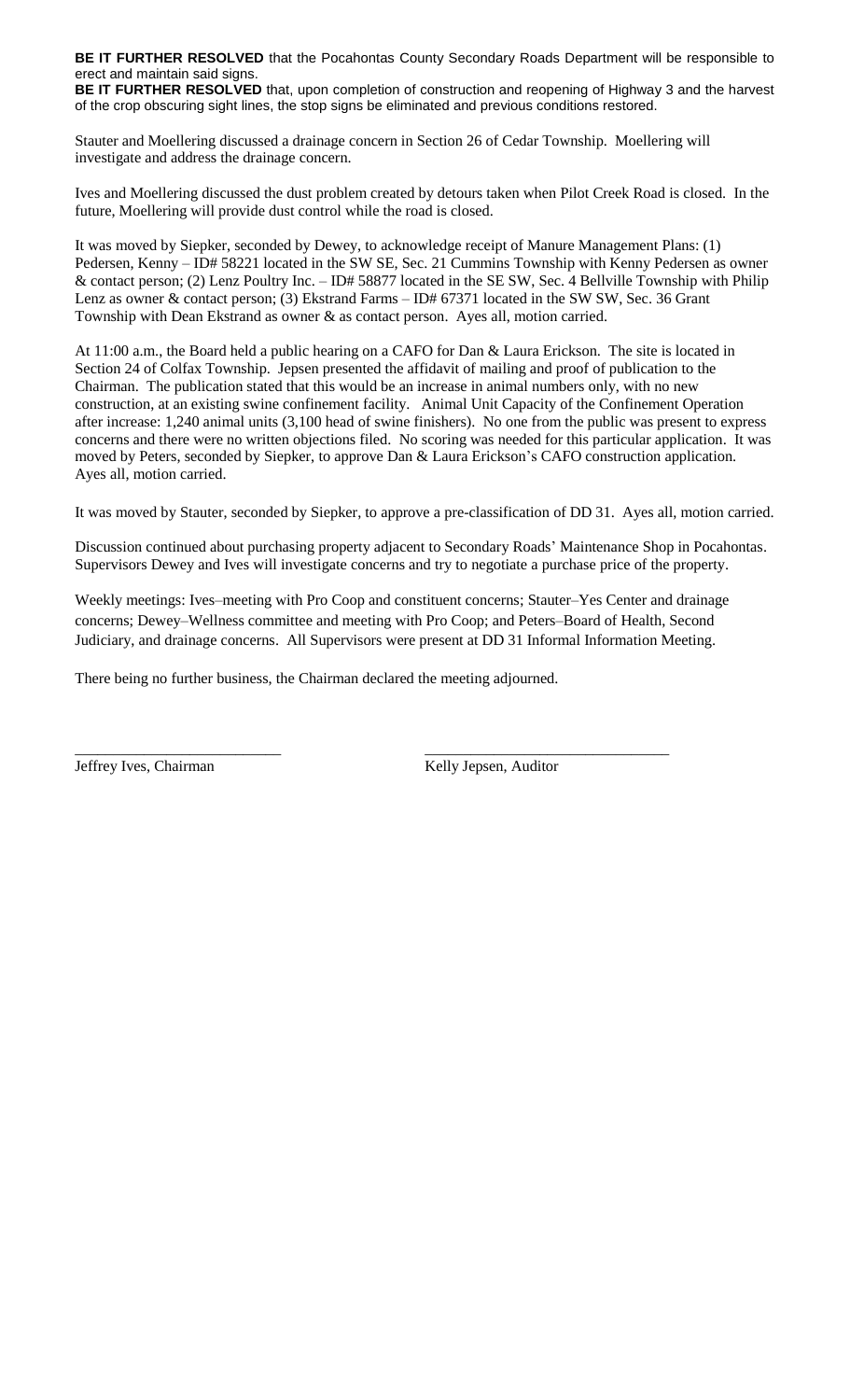**BE IT FURTHER RESOLVED** that the Pocahontas County Secondary Roads Department will be responsible to erect and maintain said signs.

**BE IT FURTHER RESOLVED** that, upon completion of construction and reopening of Highway 3 and the harvest of the crop obscuring sight lines, the stop signs be eliminated and previous conditions restored.

Stauter and Moellering discussed a drainage concern in Section 26 of Cedar Township. Moellering will investigate and address the drainage concern.

Ives and Moellering discussed the dust problem created by detours taken when Pilot Creek Road is closed. In the future, Moellering will provide dust control while the road is closed.

It was moved by Siepker, seconded by Dewey, to acknowledge receipt of Manure Management Plans: (1) Pedersen, Kenny – ID# 58221 located in the SW SE, Sec. 21 Cummins Township with Kenny Pedersen as owner & contact person; (2) Lenz Poultry Inc. – ID# 58877 located in the SE SW, Sec. 4 Bellville Township with Philip Lenz as owner & contact person; (3) Ekstrand Farms – ID# 67371 located in the SW SW, Sec. 36 Grant Township with Dean Ekstrand as owner & as contact person. Ayes all, motion carried.

At 11:00 a.m., the Board held a public hearing on a CAFO for Dan & Laura Erickson. The site is located in Section 24 of Colfax Township. Jepsen presented the affidavit of mailing and proof of publication to the Chairman. The publication stated that this would be an increase in animal numbers only, with no new construction, at an existing swine confinement facility. Animal Unit Capacity of the Confinement Operation after increase: 1,240 animal units (3,100 head of swine finishers). No one from the public was present to express concerns and there were no written objections filed. No scoring was needed for this particular application. It was moved by Peters, seconded by Siepker, to approve Dan & Laura Erickson's CAFO construction application. Ayes all, motion carried.

It was moved by Stauter, seconded by Siepker, to approve a pre-classification of DD 31. Ayes all, motion carried.

Discussion continued about purchasing property adjacent to Secondary Roads' Maintenance Shop in Pocahontas. Supervisors Dewey and Ives will investigate concerns and try to negotiate a purchase price of the property.

Weekly meetings: Ives–meeting with Pro Coop and constituent concerns; Stauter–Yes Center and drainage concerns; Dewey–Wellness committee and meeting with Pro Coop; and Peters–Board of Health, Second Judiciary, and drainage concerns. All Supervisors were present at DD 31 Informal Information Meeting.

There being no further business, the Chairman declared the meeting adjourned.

\_\_\_\_\_\_\_\_\_\_\_\_\_\_\_\_\_\_\_\_\_\_\_\_\_\_ \_\_\_\_\_\_\_\_\_\_\_\_\_\_\_\_\_\_\_\_\_\_\_\_\_\_\_\_\_\_\_

Jeffrey Ives, Chairman Kelly Jepsen, Auditor